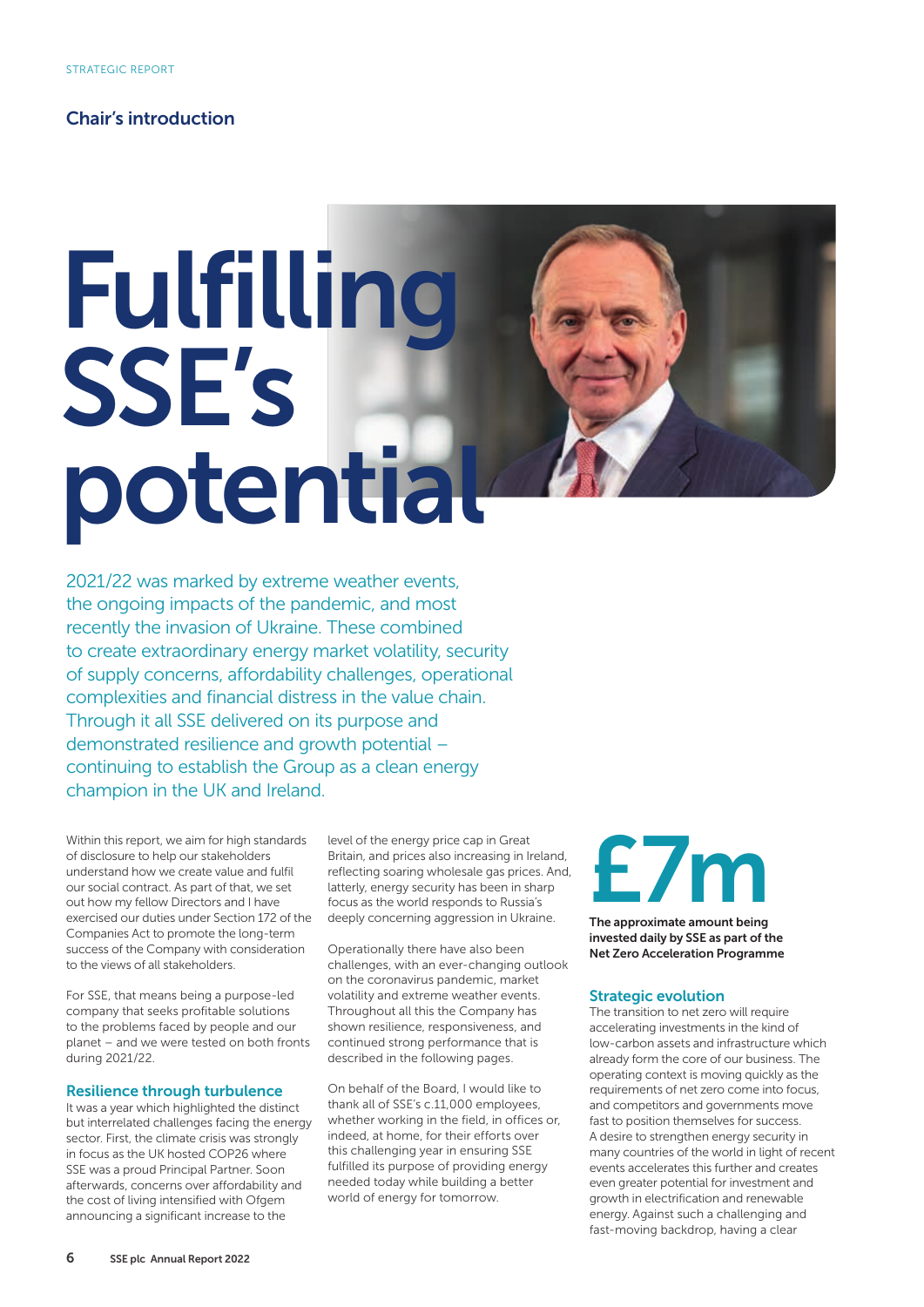STRATEGIC REPORT

## Chair's introduction

# Fulfilling SSE's potential

2021/22 was marked by extreme weather events, the ongoing impacts of the pandemic, and most recently the invasion of Ukraine. These combined to create extraordinary energy market volatility, security of supply concerns, affordability challenges, operational complexities and financial distress in the value chain. Through it all SSE delivered on its purpose and demonstrated resilience and growth potential – continuing to establish the Group as a clean energy champion in the UK and Ireland.

Within this report, we aim for high standards of disclosure to help our stakeholders understand how we create value and fulfil our social contract. As part of that, we set out how my fellow Directors and I have exercised our duties under Section 172 of the Companies Act to promote the long-term success of the Company with consideration to the views of all stakeholders.

For SSE, that means being a purpose-led company that seeks profitable solutions to the problems faced by people and our planet – and we were tested on both fronts during 2021/22.

### Resilience through turbulence

It was a year which highlighted the distinct but interrelated challenges facing the energy sector. First, the climate crisis was strongly in focus as the UK hosted COP26 where SSE was a proud Principal Partner. Soon afterwards, concerns over affordability and the cost of living intensified with Ofgem announcing a significant increase to the level of the energy price cap in Great Britain, and prices also increasing in Ireland, reflecting soaring wholesale gas prices. And, latterly, energy security has been in sharp focus as the world responds to Russia's deeply concerning aggression in Ukraine.

Operationally there have also been challenges, with an ever-changing outlook on the coronavirus pandemic, market volatility and extreme weather events. Throughout all this the Company has shown resilience, responsiveness, and continued strong performance that is described in the following pages.

On behalf of the Board, I would like to thank all of SSE's c.11,000 employees, whether working in the field, in offices or, indeed, at home, for their efforts over this challenging year in ensuring SSE fulfilled its purpose of providing energy needed today while building a better world of energy for tomorrow.

**£7m**

**The approximate amount being invested daily by SSE as part of the Net Zero Acceleration Programme**

### Strategic evolution

The transition to net zero will require accelerating investments in the kind of low-carbon assets and infrastructure which already form the core of our business. The operating context is moving quickly as the requirements of net zero come into focus, and competitors and governments move fast to position themselves for success. A desire to strengthen energy security in many countries of the world in light of recent events accelerates this further and creates even greater potential for investment and growth in electrification and renewable energy. Against such a challenging and fast-moving backdrop, having a clear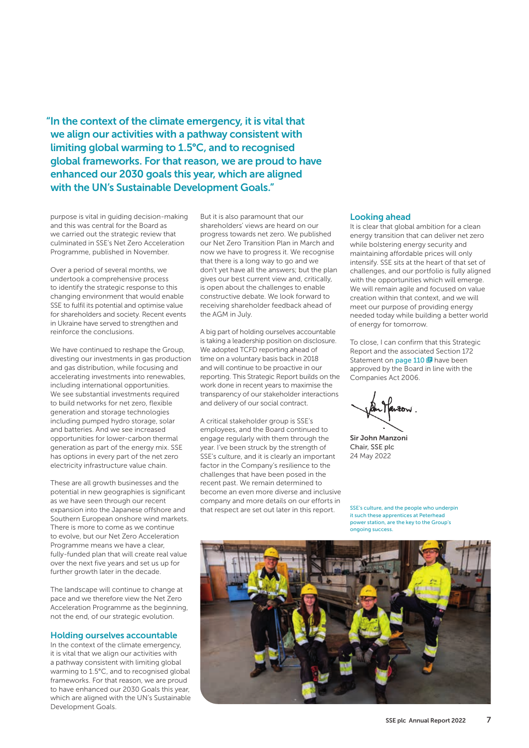> "In the context of the climate emergency, it is vital that we align our activities with a pathway consistent with limiting global warming to 1.5°C, and to recognised global frameworks. For that reason, we are proud to have enhanced our 2030 goals this year, which are aligned with the UN's Sustainable Development Goals."

purpose is vital in guiding decision-making and this was central for the Board as we carried out the strategic review that culminated in SSE's Net Zero Acceleration Programme, published in November.

Over a period of several months, we undertook a comprehensive process to identify the strategic response to this changing environment that would enable SSE to fulfil its potential and optimise value for shareholders and society. Recent events in Ukraine have served to strengthen and reinforce the conclusions.

We have continued to reshape the Group, divesting our investments in gas production and gas distribution, while focusing and accelerating investments into renewables, including international opportunities. We see substantial investments required to build networks for net zero, flexible generation and storage technologies including pumped hydro storage, solar and batteries. And we see increased opportunities for lower-carbon thermal generation as part of the energy mix. SSE has options in every part of the net zero electricity infrastructure value chain.

These are all growth businesses and the potential in new geographies is significant as we have seen through our recent expansion into the Japanese offshore and Southern European onshore wind markets. There is more to come as we continue to evolve, but our Net Zero Acceleration Programme means we have a clear, fully-funded plan that will create real value over the next five years and set us up for further growth later in the decade.

The landscape will continue to change at pace and we therefore view the Net Zero Acceleration Programme as the beginning, not the end, of our strategic evolution.

## Holding ourselves accountable

In the context of the climate emergency, it is vital that we align our activities with a pathway consistent with limiting global warming to 1.5°C, and to recognised global frameworks. For that reason, we are proud to have enhanced our 2030 Goals this year, which are aligned with the UN's Sustainable Development Goals.

But it is also paramount that our shareholders' views are heard on our progress towards net zero. We published our Net Zero Transition Plan in March and now we have to progress it. We recognise that there is a long way to go and we don't yet have all the answers; but the plan gives our best current view and, critically, is open about the challenges to enable constructive debate. We look forward to receiving shareholder feedback ahead of the AGM in July.

A big part of holding ourselves accountable is taking a leadership position on disclosure. We adopted TCFD reporting ahead of time on a voluntary basis back in 2018 and will continue to be proactive in our reporting. This Strategic Report builds on the work done in recent years to maximise the transparency of our stakeholder interactions and delivery of our social contract.

A critical stakeholder group is SSE's employees, and the Board continued to engage regularly with them through the year. I've been struck by the strength of SSE's culture, and it is clearly an important factor in the Company's resilience to the challenges that have been posed in the recent past. We remain determined to become an even more diverse and inclusive company and more details on our efforts in that respect are set out later in this report.

## Looking ahead

It is clear that global ambition for a clean energy transition that can deliver net zero while bolstering energy security and maintaining affordable prices will only intensify. SSE sits at the heart of that set of challenges, and our portfolio is fully aligned with the opportunities which will emerge. We will remain agile and focused on value creation within that context, and we will meet our purpose of providing energy needed today while building a better world of energy for tomorrow.

To close, I can confirm that this Strategic Report and the associated Section 172 Statement on page 110 have been approved by the Board in line with the Companies Act 2006.

**Sir John Manzoni**
Chair, SSE plc
24 May 2022

SSE's culture, and the people who underpin it such these apprentices at Peterhead power station, are the key to the Group's ongoing success.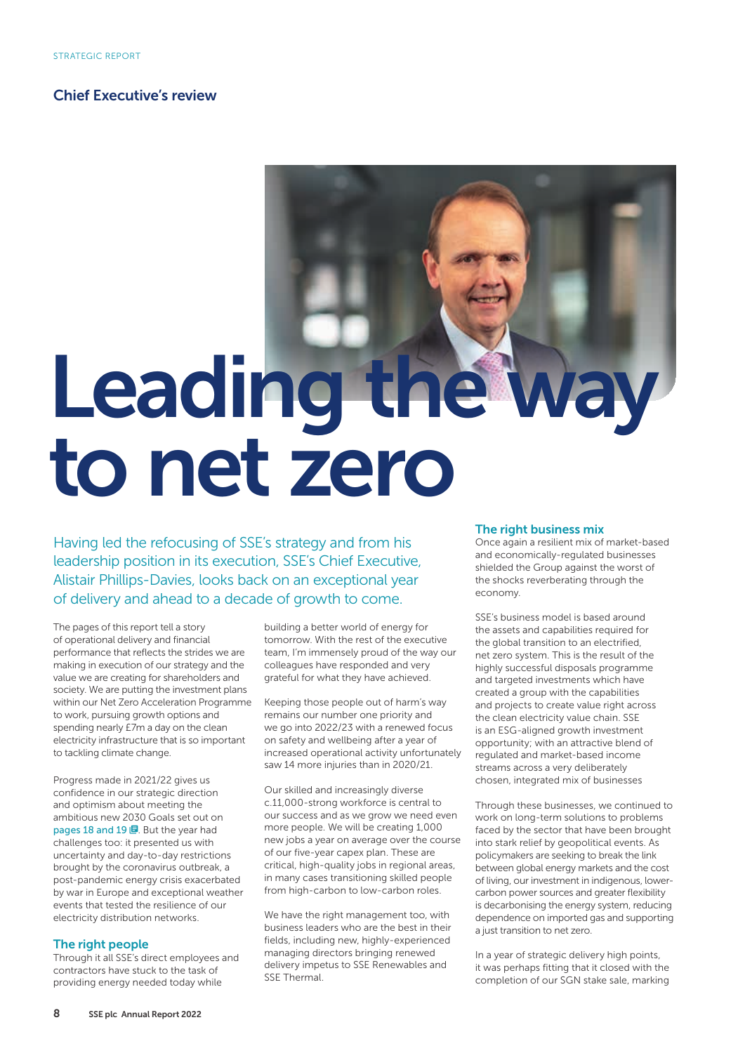STRATEGIC REPORT

## Chief Executive's review

# Leading the way to net zero

Having led the refocusing of SSE's strategy and from his leadership position in its execution, SSE's Chief Executive, Alistair Phillips-Davies, looks back on an exceptional year of delivery and ahead to a decade of growth to come.

The pages of this report tell a story of operational delivery and financial performance that reflects the strides we are making in execution of our strategy and the value we are creating for shareholders and society. We are putting the investment plans within our Net Zero Acceleration Programme to work, pursuing growth options and spending nearly £7m a day on the clean electricity infrastructure that is so important to tackling climate change.

Progress made in 2021/22 gives us confidence in our strategic direction and optimism about meeting the ambitious new 2030 Goals set out on pages 18 and 19. But the year had challenges too: it presented us with uncertainty and day-to-day restrictions brought by the coronavirus outbreak, a post-pandemic energy crisis exacerbated by war in Europe and exceptional weather events that tested the resilience of our electricity distribution networks.

### The right people

Through it all SSE's direct employees and contractors have stuck to the task of providing energy needed today while building a better world of energy for tomorrow. With the rest of the executive team, I'm immensely proud of the way our colleagues have responded and very grateful for what they have achieved.

Keeping those people out of harm's way remains our number one priority and we go into 2022/23 with a renewed focus on safety and wellbeing after a year of increased operational activity unfortunately saw 14 more injuries than in 2020/21.

Our skilled and increasingly diverse c.11,000-strong workforce is central to our success and as we grow we need even more people. We will be creating 1,000 new jobs a year on average over the course of our five-year capex plan. These are critical, high-quality jobs in regional areas, in many cases transitioning skilled people from high-carbon to low-carbon roles.

We have the right management too, with business leaders who are the best in their fields, including new, highly-experienced managing directors bringing renewed delivery impetus to SSE Renewables and SSE Thermal.

### The right business mix

Once again a resilient mix of market-based and economically-regulated businesses shielded the Group against the worst of the shocks reverberating through the economy.

SSE's business model is based around the assets and capabilities required for the global transition to an electrified, net zero system. This is the result of the highly successful disposals programme and targeted investments which have created a group with the capabilities and projects to create value right across the clean electricity value chain. SSE is an ESG-aligned growth investment opportunity; with an attractive blend of regulated and market-based income streams across a very deliberately chosen, integrated mix of businesses

Through these businesses, we continued to work on long-term solutions to problems faced by the sector that have been brought into stark relief by geopolitical events. As policymakers are seeking to break the link between global energy markets and the cost of living, our investment in indigenous, lower-carbon power sources and greater flexibility is decarbonising the energy system, reducing dependence on imported gas and supporting a just transition to net zero.

In a year of strategic delivery high points, it was perhaps fitting that it closed with the completion of our SGN stake sale, marking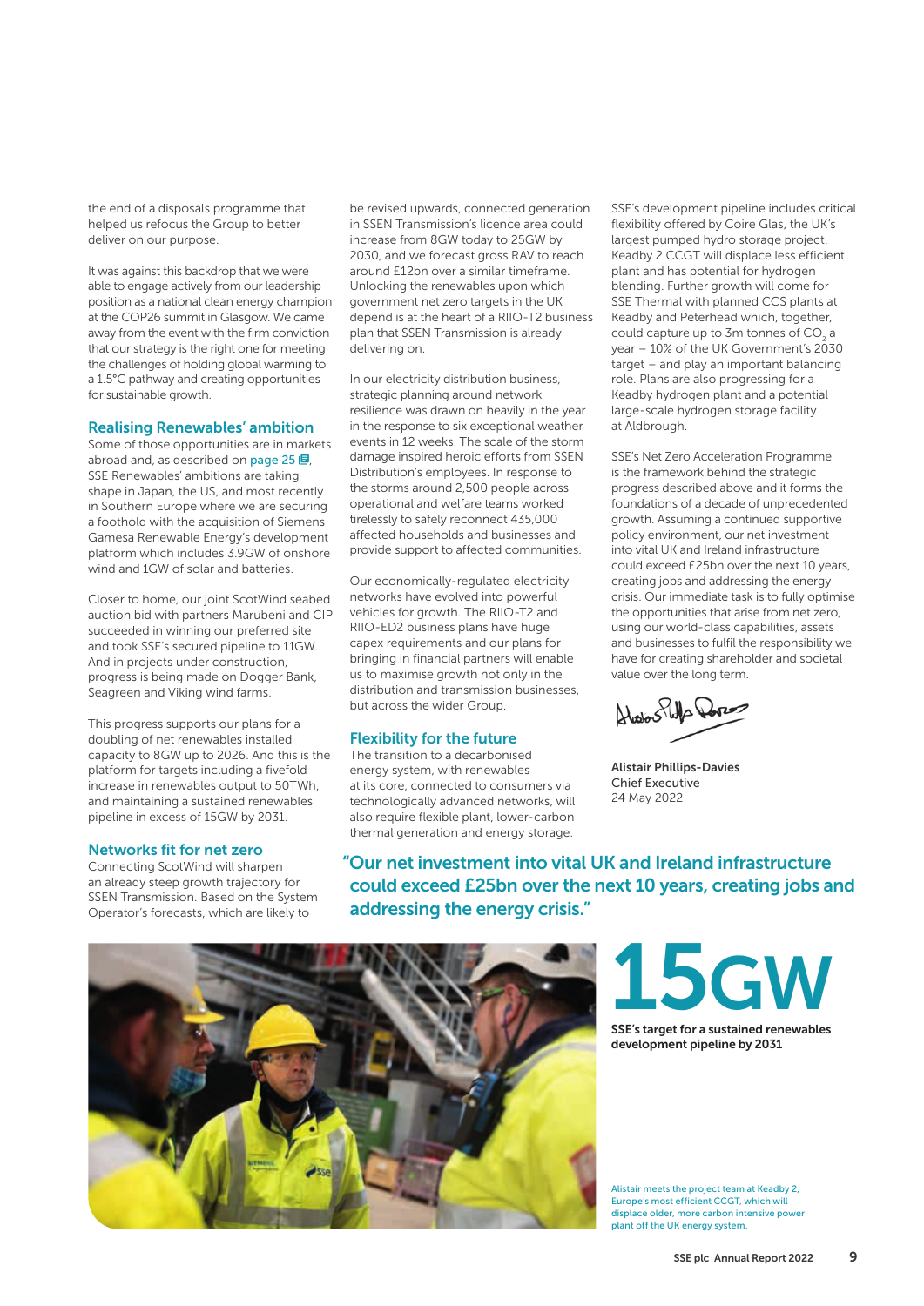the end of a disposals programme that helped us refocus the Group to better deliver on our purpose.

It was against this backdrop that we were able to engage actively from our leadership position as a national clean energy champion at the COP26 summit in Glasgow. We came away from the event with the firm conviction that our strategy is the right one for meeting the challenges of holding global warming to a 1.5°C pathway and creating opportunities for sustainable growth.

### Realising Renewables' ambition

Some of those opportunities are in markets abroad and, as described on page 25, SSE Renewables' ambitions are taking shape in Japan, the US, and most recently in Southern Europe where we are securing a foothold with the acquisition of Siemens Gamesa Renewable Energy's development platform which includes 3.9GW of onshore wind and 1GW of solar and batteries.

Closer to home, our joint ScotWind seabed auction bid with partners Marubeni and CIP succeeded in winning our preferred site and took SSE's secured pipeline to 11GW. And in projects under construction, progress is being made on Dogger Bank, Seagreen and Viking wind farms.

This progress supports our plans for a doubling of net renewables installed capacity to 8GW up to 2026. And this is the platform for targets including a fivefold increase in renewables output to 50TWh, and maintaining a sustained renewables pipeline in excess of 15GW by 2031.

### Networks fit for net zero

Connecting ScotWind will sharpen an already steep growth trajectory for SSEN Transmission. Based on the System Operator's forecasts, which are likely to be revised upwards, connected generation in SSEN Transmission's licence area could increase from 8GW today to 25GW by 2030, and we forecast gross RAV to reach around £12bn over a similar timeframe. Unlocking the renewables upon which government net zero targets in the UK depend is at the heart of a RIIO-T2 business plan that SSEN Transmission is already delivering on.

In our electricity distribution business, strategic planning around network resilience was drawn on heavily in the year in the response to six exceptional weather events in 12 weeks. The scale of the storm damage inspired heroic efforts from SSEN Distribution's employees. In response to the storms around 2,500 people across operational and welfare teams worked tirelessly to safely reconnect 435,000 affected households and businesses and provide support to affected communities.

Our economically-regulated electricity networks have evolved into powerful vehicles for growth. The RIIO-T2 and RIIO-ED2 business plans have huge capex requirements and our plans for bringing in financial partners will enable us to maximise growth not only in the distribution and transmission businesses, but across the wider Group.

### Flexibility for the future

The transition to a decarbonised energy system, with renewables at its core, connected to consumers via technologically advanced networks, will also require flexible plant, lower-carbon thermal generation and energy storage.

SSE's development pipeline includes critical flexibility offered by Coire Glas, the UK's largest pumped hydro storage project. Keadby 2 CCGT will displace less efficient plant and has potential for hydrogen blending. Further growth will come for SSE Thermal with planned CCS plants at Keadby and Peterhead which, together, could capture up to 3m tonnes of $CO_2$ a year – 10% of the UK Government's 2030 target – and play an important balancing role. Plans are also progressing for a Keadby hydrogen plant and a potential large-scale hydrogen storage facility at Aldbrough.

SSE's Net Zero Acceleration Programme is the framework behind the strategic progress described above and it forms the foundations of a decade of unprecedented growth. Assuming a continued supportive policy environment, our net investment into vital UK and Ireland infrastructure could exceed £25bn over the next 10 years, creating jobs and addressing the energy crisis. Our immediate task is to fully optimise the opportunities that arise from net zero, using our world-class capabilities, assets and businesses to fulfil the responsibility we have for creating shareholder and societal value over the long term.

**Alistair Phillips-Davies**
Chief Executive
24 May 2022

**"Our net investment into vital UK and Ireland infrastructure could exceed £25bn over the next 10 years, creating jobs and addressing the energy crisis."**

**15GW**

**SSE's target for a sustained renewables development pipeline by 2031**

Alistair meets the project team at Keadby 2, Europe's most efficient CCGT, which will displace older, more carbon intensive power plant off the UK energy system.